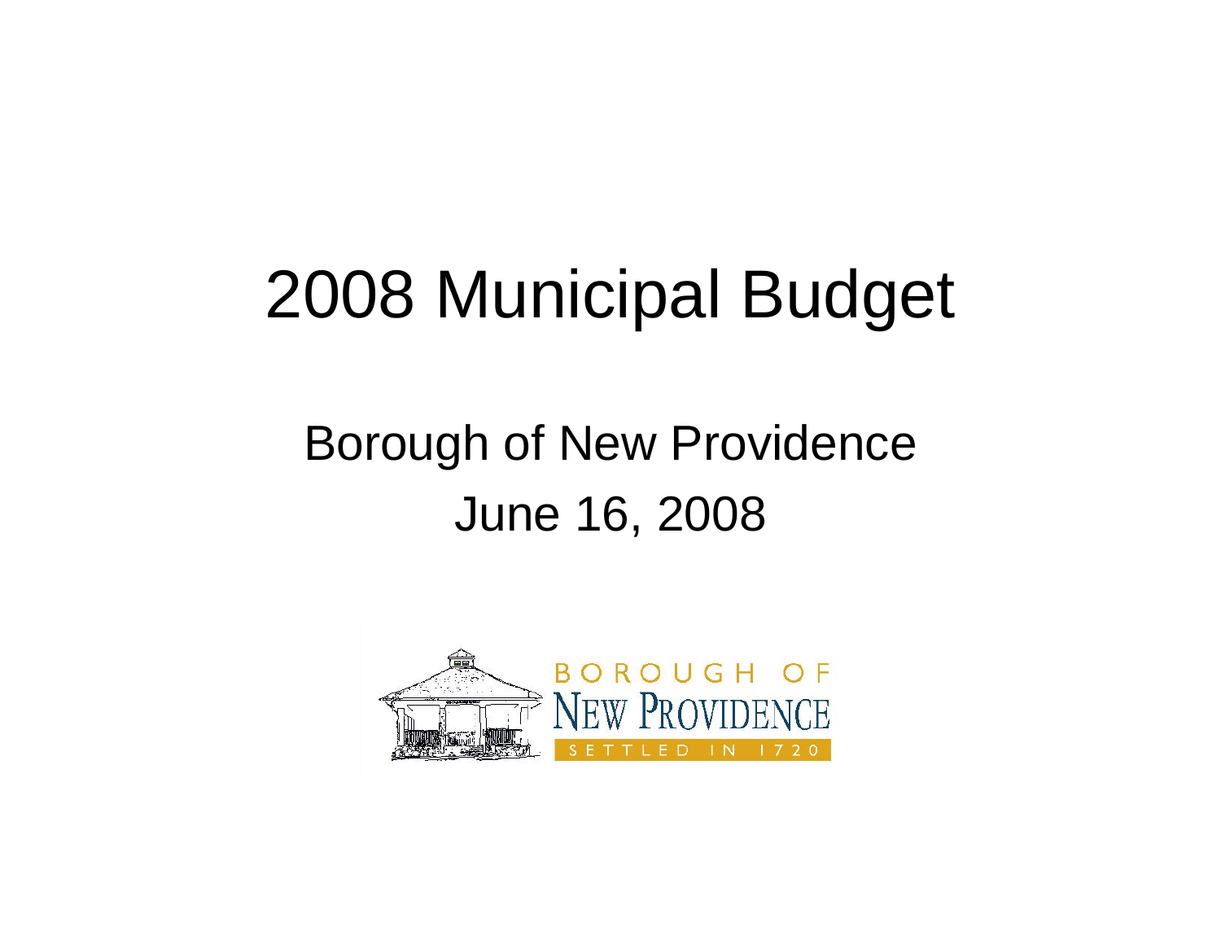# 2008 Municipal Budget

## Borough of New Providence

## June 16, 2008

BOROUGH OF
NEW PROVIDENCE
SETTLED IN 1720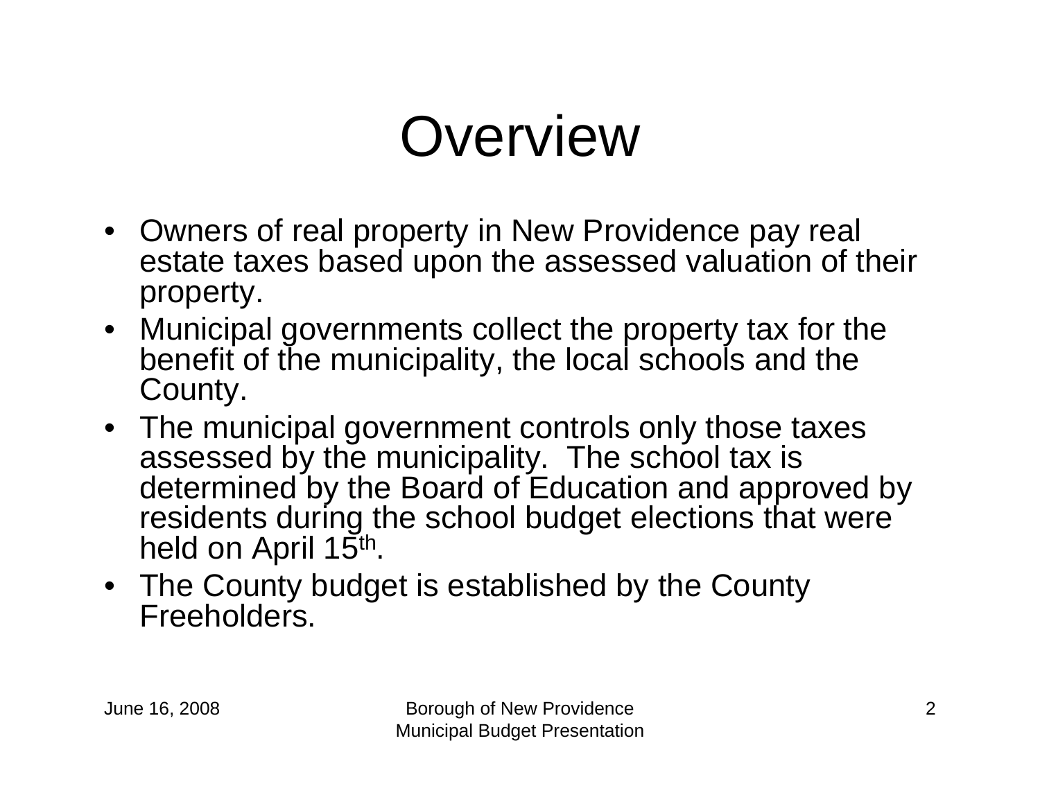# Overview

- Owners of real property in New Providence pay real estate taxes based upon the assessed valuation of their property.
- Municipal governments collect the property tax for the benefit of the municipality, the local schools and the County.
- The municipal government controls only those taxes assessed by the municipality. The school tax is determined by the Board of Education and approved by residents during the school budget elections that were held on April 15th.
- The County budget is established by the County Freeholders.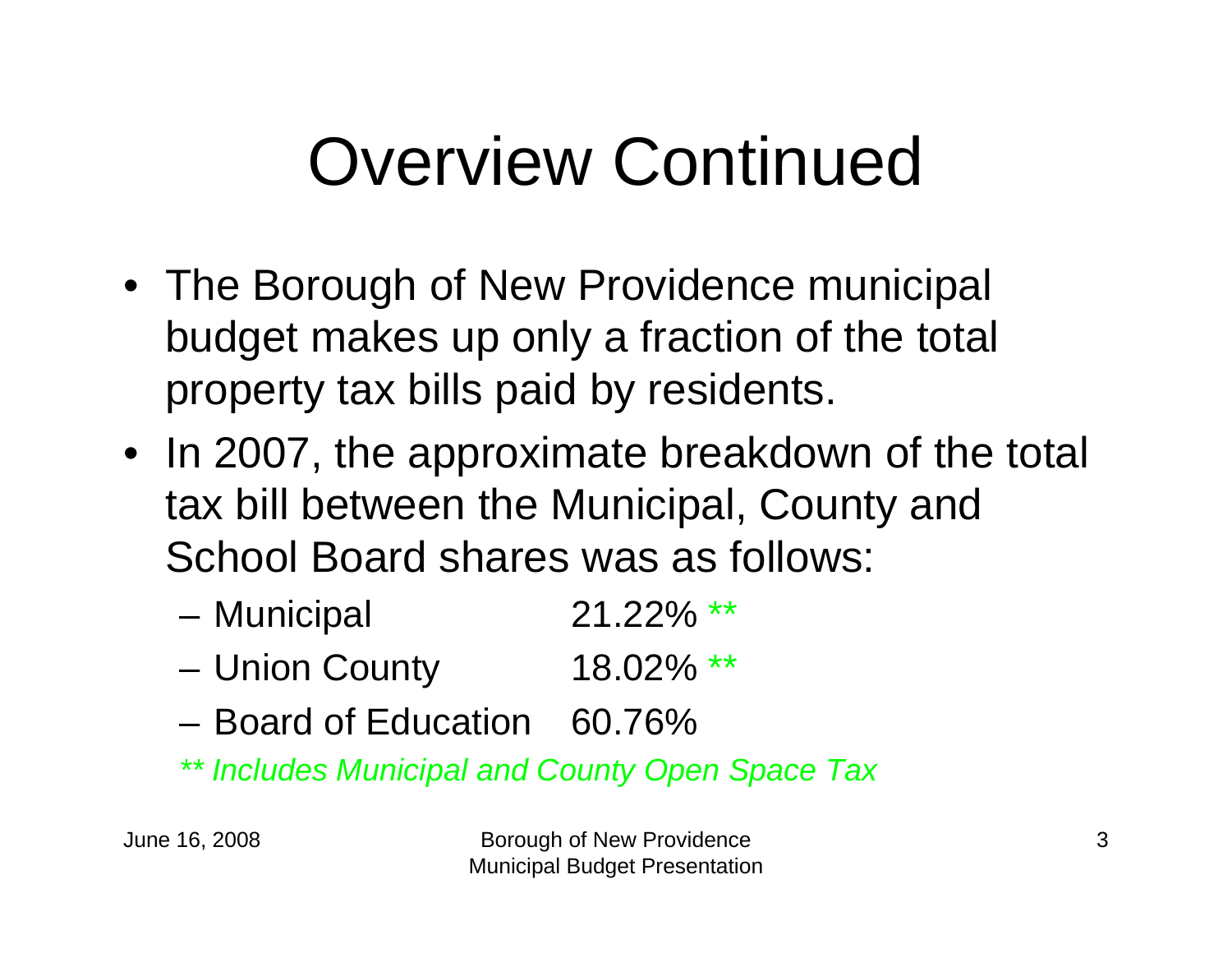# Overview Continued

- The Borough of New Providence municipal budget makes up only a fraction of the total property tax bills paid by residents.
- In 2007, the approximate breakdown of the total tax bill between the Municipal, County and School Board shares was as follows:
  - Municipal 21.22% **
  - Union County 18.02% **
  - Board of Education 60.76%

  *\*\* Includes Municipal and County Open Space Tax*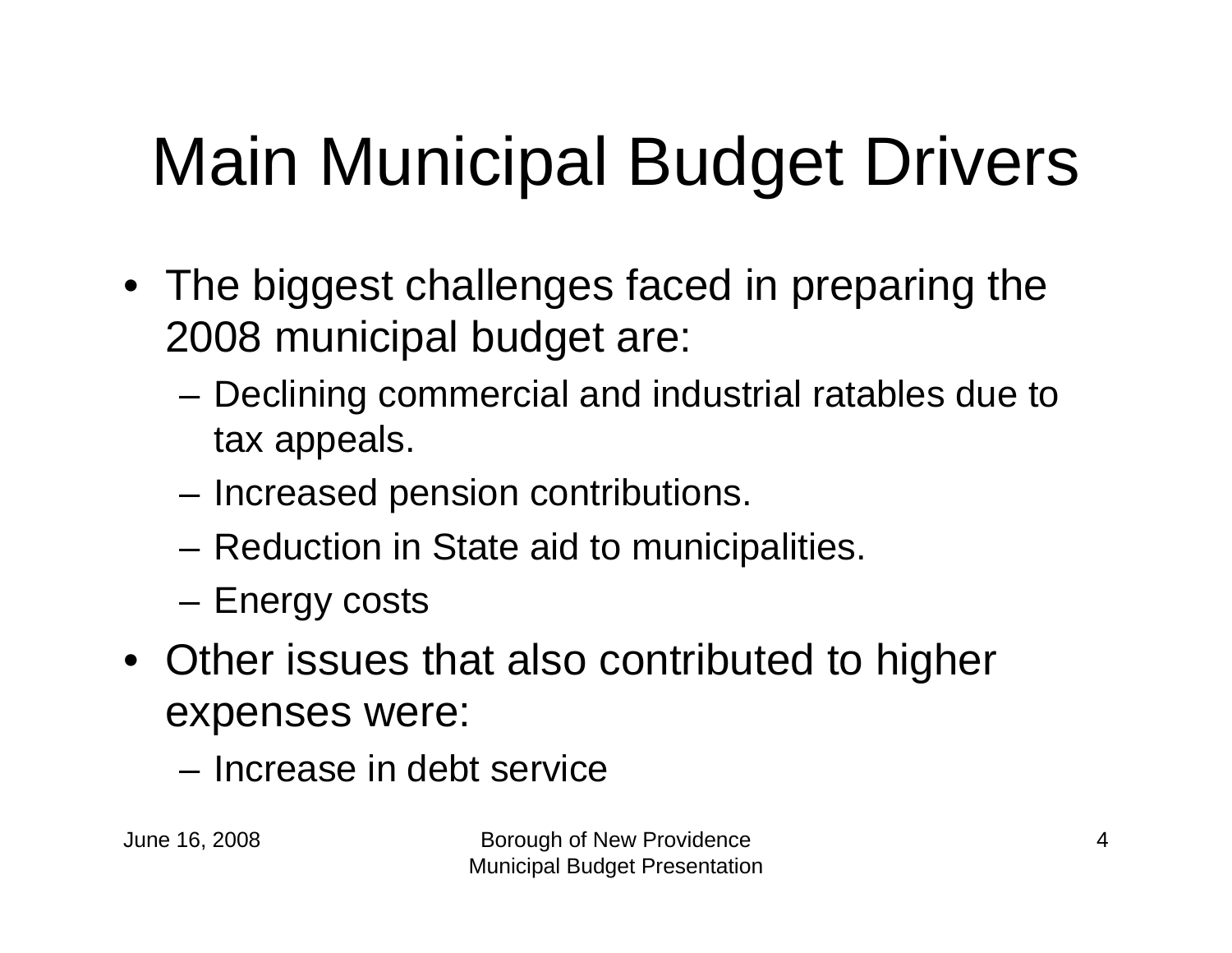# Main Municipal Budget Drivers

- The biggest challenges faced in preparing the 2008 municipal budget are:
  - Declining commercial and industrial ratables due to tax appeals.
  - Increased pension contributions.
  - Reduction in State aid to municipalities.
  - Energy costs
- Other issues that also contributed to higher expenses were:
  - Increase in debt service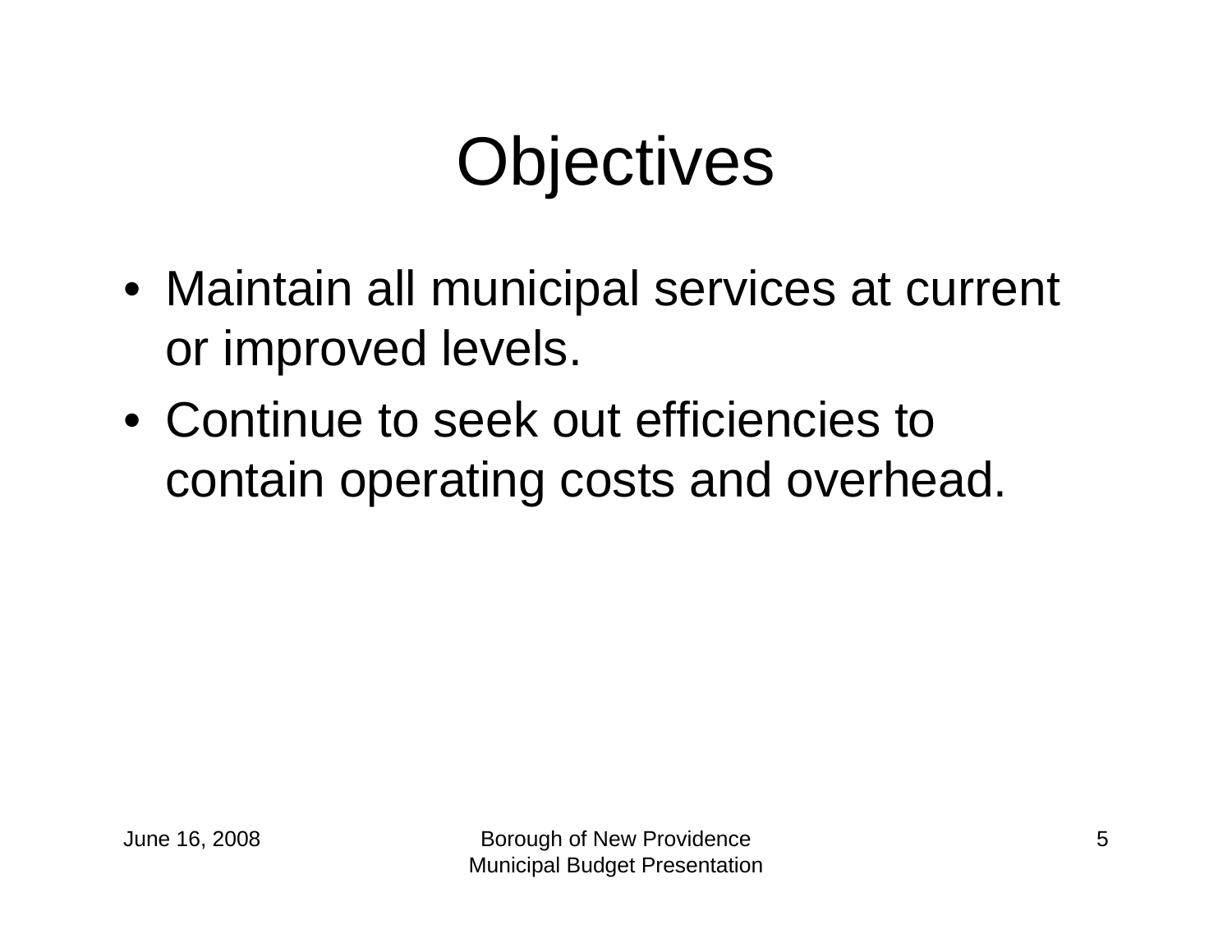# Objectives

- Maintain all municipal services at current or improved levels.
- Continue to seek out efficiencies to contain operating costs and overhead.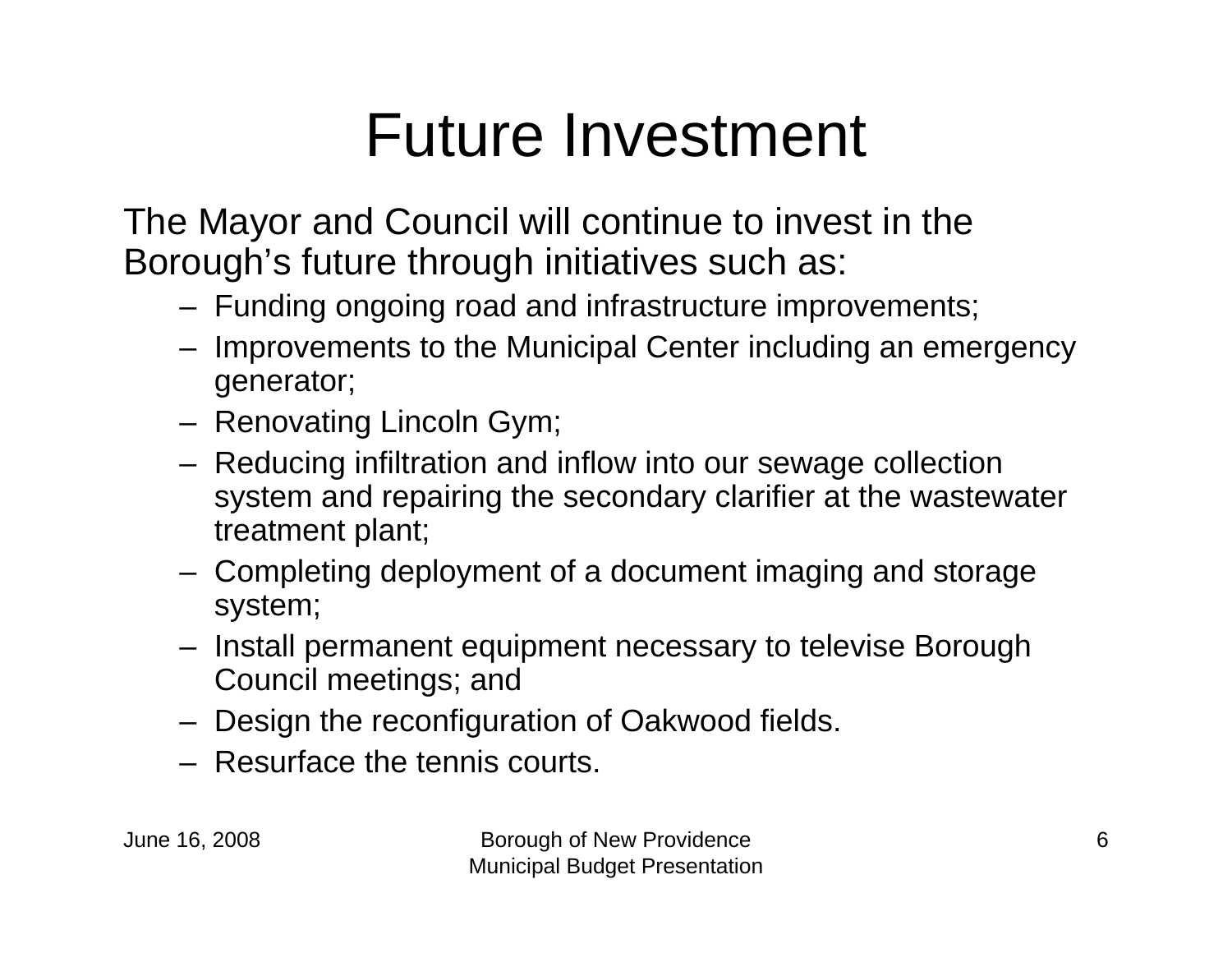# Future Investment

The Mayor and Council will continue to invest in the Borough's future through initiatives such as:

- Funding ongoing road and infrastructure improvements;
- Improvements to the Municipal Center including an emergency generator;
- Renovating Lincoln Gym;
- Reducing infiltration and inflow into our sewage collection system and repairing the secondary clarifier at the wastewater treatment plant;
- Completing deployment of a document imaging and storage system;
- Install permanent equipment necessary to televise Borough Council meetings; and
- Design the reconfiguration of Oakwood fields.
- Resurface the tennis courts.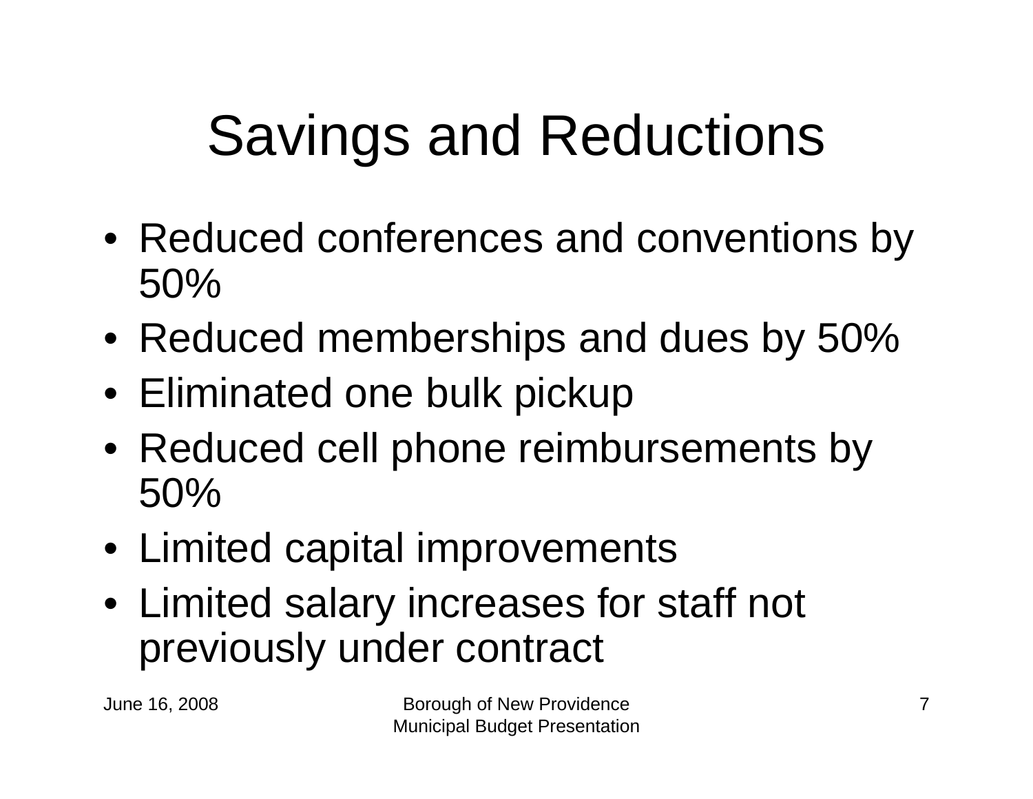# Savings and Reductions

- Reduced conferences and conventions by 50%
- Reduced memberships and dues by 50%
- Eliminated one bulk pickup
- Reduced cell phone reimbursements by 50%
- Limited capital improvements
- Limited salary increases for staff not previously under contract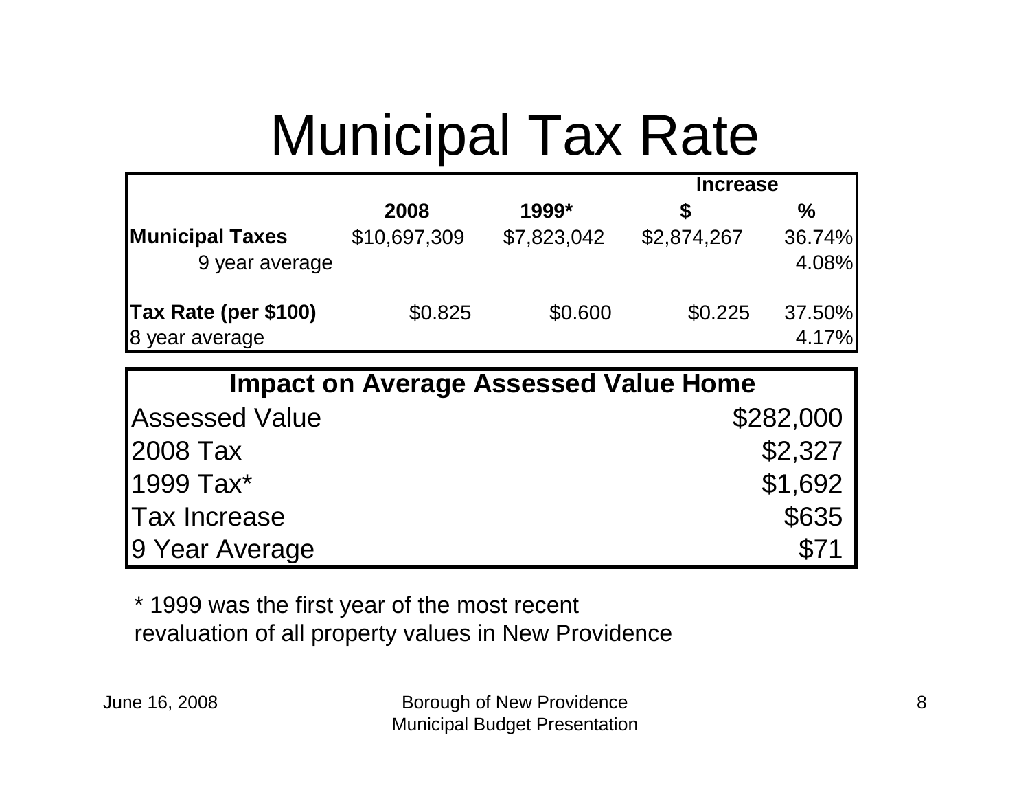# Municipal Tax Rate

| | 2008 | 1999* | Increase $ | Increase % |
|---|---|---|---|---|
| **Municipal Taxes** | $10,697,309 | $7,823,042 | $2,874,267 | 36.74% |
| 9 year average | | | | 4.08% |
| **Tax Rate (per $100)** | $0.825 | $0.600 | $0.225 | 37.50% |
| 8 year average | | | | 4.17% |

| Impact on Average Assessed Value Home | |
|---|---|
| Assessed Value | $282,000 |
| 2008 Tax | $2,327 |
| 1999 Tax* | $1,692 |
| Tax Increase | $635 |
| 9 Year Average | $71 |

* 1999 was the first year of the most recent revaluation of all property values in New Providence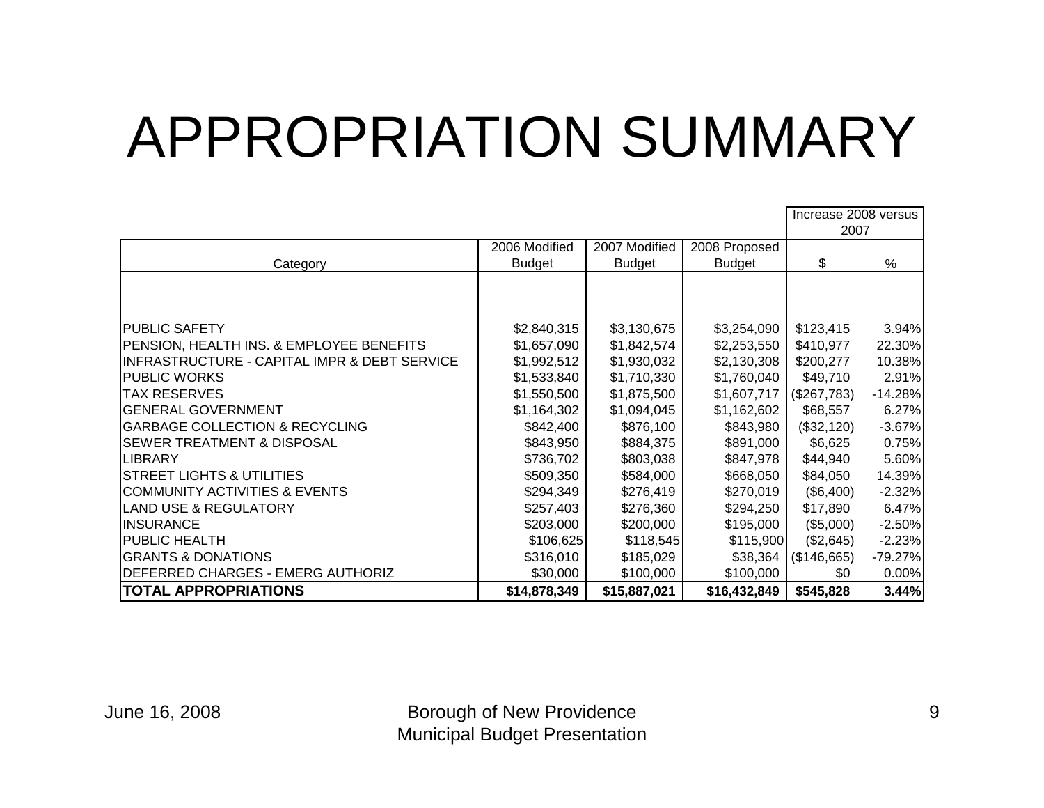# APPROPRIATION SUMMARY

| Category | 2006 Modified Budget | 2007 Modified Budget | 2008 Proposed Budget | Increase 2008 versus 2007 | |
|---|---|---|---|---|---|
| | | | | $ | % |
| PUBLIC SAFETY | $2,840,315 | $3,130,675 | $3,254,090 | $123,415 | 3.94% |
| PENSION, HEALTH INS. & EMPLOYEE BENEFITS | $1,657,090 | $1,842,574 | $2,253,550 | $410,977 | 22.30% |
| INFRASTRUCTURE - CAPITAL IMPR & DEBT SERVICE | $1,992,512 | $1,930,032 | $2,130,308 | $200,277 | 10.38% |
| PUBLIC WORKS | $1,533,840 | $1,710,330 | $1,760,040 | $49,710 | 2.91% |
| TAX RESERVES | $1,550,500 | $1,875,500 | $1,607,717 | ($267,783) | -14.28% |
| GENERAL GOVERNMENT | $1,164,302 | $1,094,045 | $1,162,602 | $68,557 | 6.27% |
| GARBAGE COLLECTION & RECYCLING | $842,400 | $876,100 | $843,980 | ($32,120) | -3.67% |
| SEWER TREATMENT & DISPOSAL | $843,950 | $884,375 | $891,000 | $6,625 | 0.75% |
| LIBRARY | $736,702 | $803,038 | $847,978 | $44,940 | 5.60% |
| STREET LIGHTS & UTILITIES | $509,350 | $584,000 | $668,050 | $84,050 | 14.39% |
| COMMUNITY ACTIVITIES & EVENTS | $294,349 | $276,419 | $270,019 | ($6,400) | -2.32% |
| LAND USE & REGULATORY | $257,403 | $276,360 | $294,250 | $17,890 | 6.47% |
| INSURANCE | $203,000 | $200,000 | $195,000 | ($5,000) | -2.50% |
| PUBLIC HEALTH | $106,625 | $118,545 | $115,900 | ($2,645) | -2.23% |
| GRANTS & DONATIONS | $316,010 | $185,029 | $38,364 | ($146,665) | -79.27% |
| DEFERRED CHARGES - EMERG AUTHORIZ | $30,000 | $100,000 | $100,000 | $0 | 0.00% |
| **TOTAL APPROPRIATIONS** | **$14,878,349** | **$15,887,021** | **$16,432,849** | **$545,828** | **3.44%** |

June 16, 2008

Borough of New Providence
Municipal Budget Presentation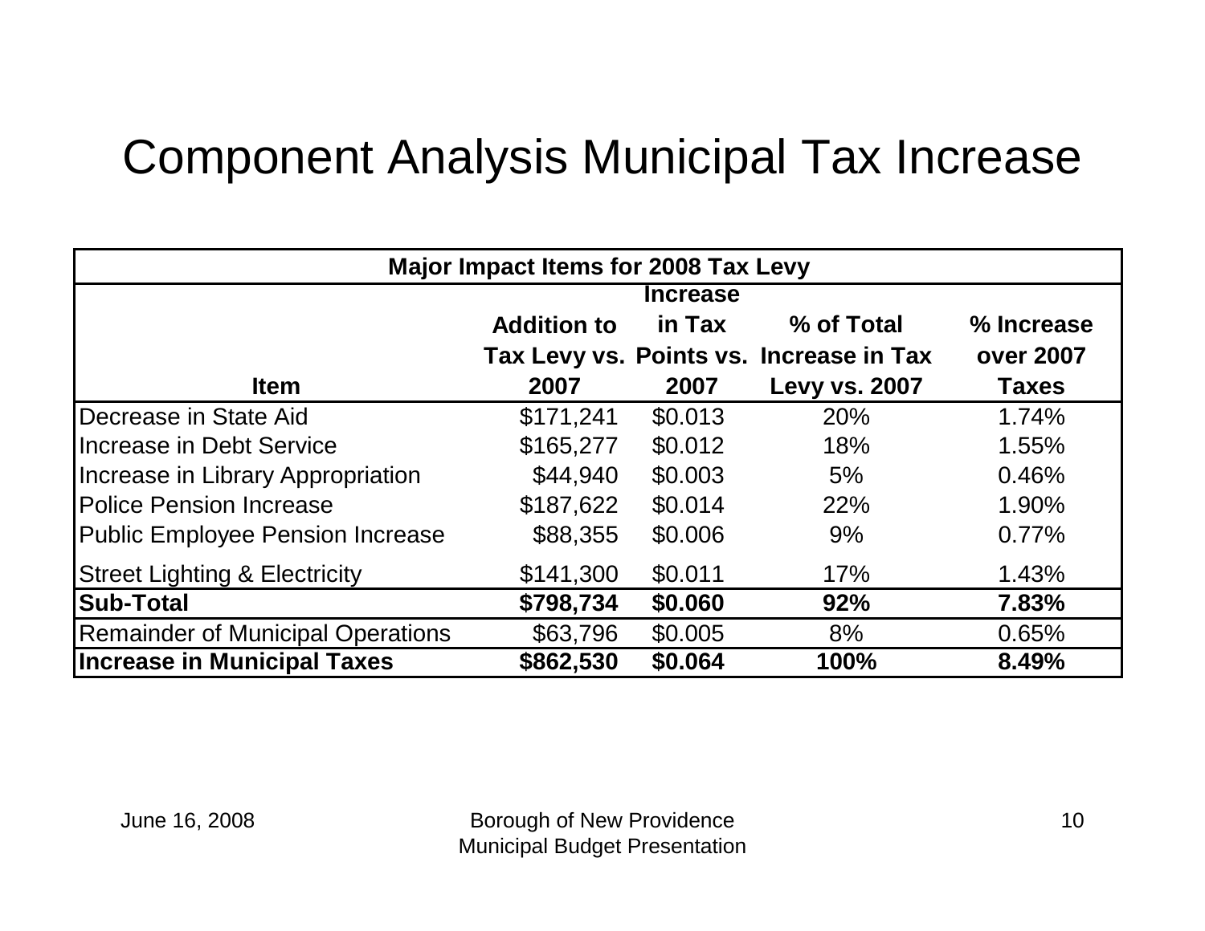# Component Analysis Municipal Tax Increase

| Major Impact Items for 2008 Tax Levy | | | | |
|---|---|---|---|---|
| Item | Addition to Tax Levy vs. 2007 | Increase in Tax Points vs. 2007 | % of Total Increase in Tax Levy vs. 2007 | % Increase over 2007 Taxes |
| Decrease in State Aid | $171,241 | $0.013 | 20% | 1.74% |
| Increase in Debt Service | $165,277 | $0.012 | 18% | 1.55% |
| Increase in Library Appropriation | $44,940 | $0.003 | 5% | 0.46% |
| Police Pension Increase | $187,622 | $0.014 | 22% | 1.90% |
| Public Employee Pension Increase | $88,355 | $0.006 | 9% | 0.77% |
| Street Lighting & Electricity | $141,300 | $0.011 | 17% | 1.43% |
| **Sub-Total** | **$798,734** | **$0.060** | **92%** | **7.83%** |
| Remainder of Municipal Operations | $63,796 | $0.005 | 8% | 0.65% |
| **Increase in Municipal Taxes** | **$862,530** | **$0.064** | **100%** | **8.49%** |

June 16, 2008

Borough of New Providence
Municipal Budget Presentation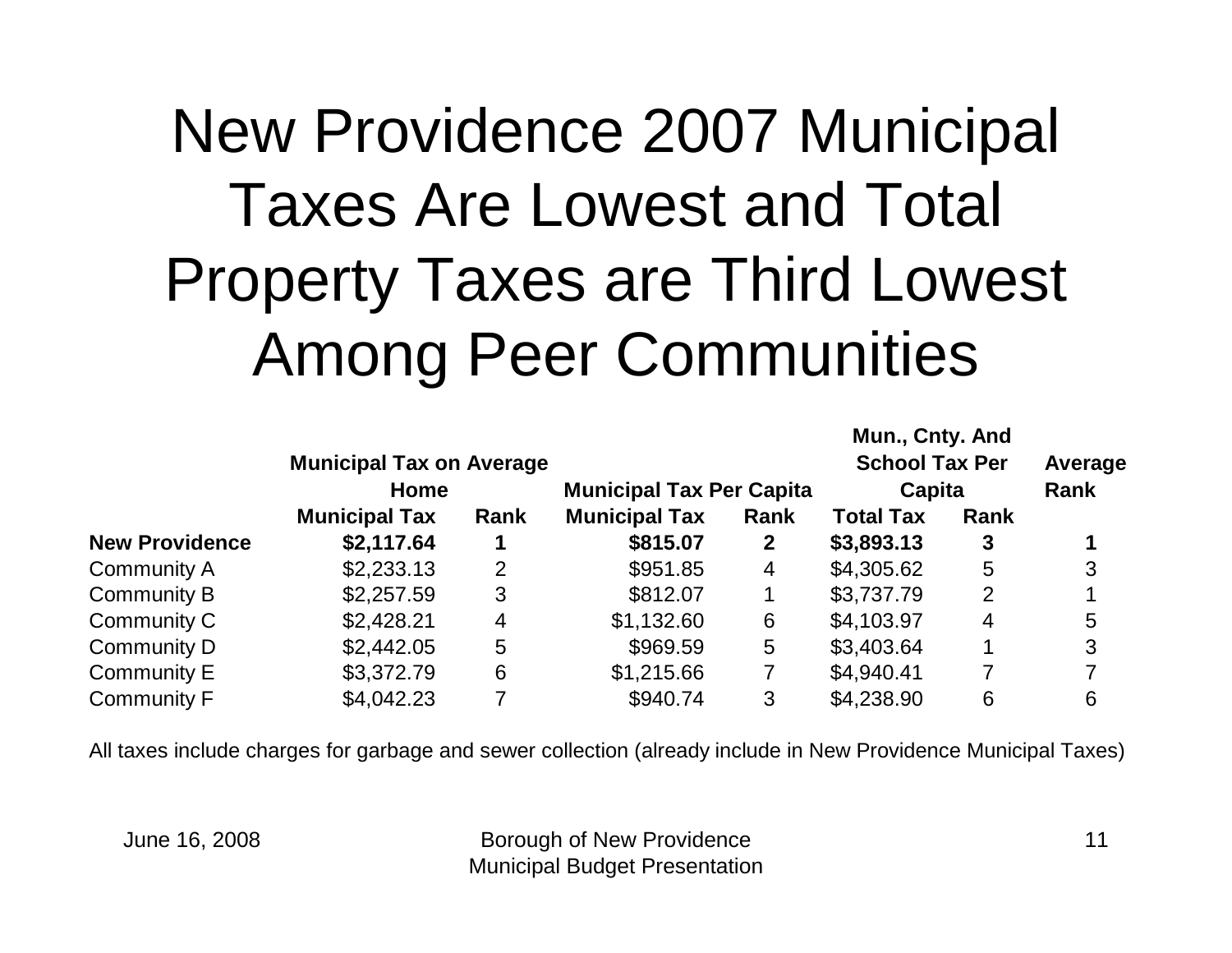# New Providence 2007 Municipal Taxes Are Lowest and Total Property Taxes are Third Lowest Among Peer Communities

| | Municipal Tax on Average Home | | Municipal Tax Per Capita | | Mun., Cnty. And School Tax Per Capita | | Average Rank |
|---|---|---|---|---|---|---|---|
| | **Municipal Tax** | **Rank** | **Municipal Tax** | **Rank** | **Total Tax** | **Rank** | |
| **New Providence** | **$2,117.64** | **1** | **$815.07** | **2** | **$3,893.13** | **3** | **1** |
| Community A | $2,233.13 | 2 | $951.85 | 4 | $4,305.62 | 5 | 3 |
| Community B | $2,257.59 | 3 | $812.07 | 1 | $3,737.79 | 2 | 1 |
| Community C | $2,428.21 | 4 | $1,132.60 | 6 | $4,103.97 | 4 | 5 |
| Community D | $2,442.05 | 5 | $969.59 | 5 | $3,403.64 | 1 | 3 |
| Community E | $3,372.79 | 6 | $1,215.66 | 7 | $4,940.41 | 7 | 7 |
| Community F | $4,042.23 | 7 | $940.74 | 3 | $4,238.90 | 6 | 6 |

All taxes include charges for garbage and sewer collection (already include in New Providence Municipal Taxes)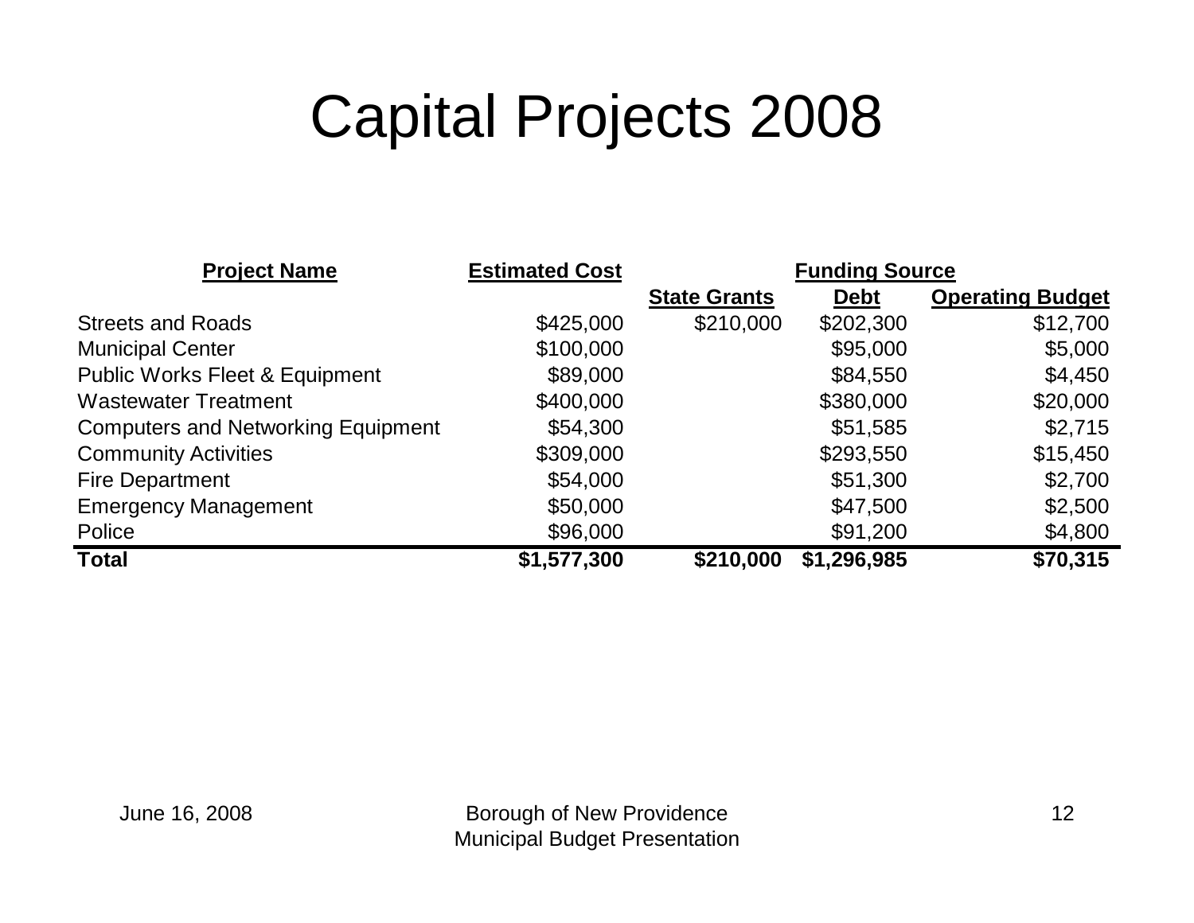# Capital Projects 2008

| Project Name | Estimated Cost | Funding Source | | |
|---|---|---|---|---|
| | | State Grants | Debt | Operating Budget |
| Streets and Roads | $425,000 | $210,000 | $202,300 | $12,700 |
| Municipal Center | $100,000 | | $95,000 | $5,000 |
| Public Works Fleet & Equipment | $89,000 | | $84,550 | $4,450 |
| Wastewater Treatment | $400,000 | | $380,000 | $20,000 |
| Computers and Networking Equipment | $54,300 | | $51,585 | $2,715 |
| Community Activities | $309,000 | | $293,550 | $15,450 |
| Fire Department | $54,000 | | $51,300 | $2,700 |
| Emergency Management | $50,000 | | $47,500 | $2,500 |
| Police | $96,000 | | $91,200 | $4,800 |
| **Total** | **$1,577,300** | **$210,000** | **$1,296,985** | **$70,315** |

June 16, 2008

Borough of New Providence
Municipal Budget Presentation